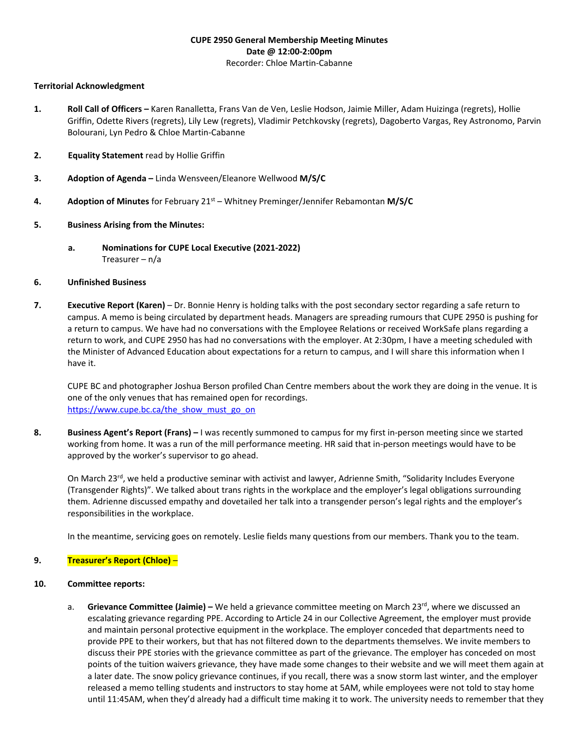**CUPE 2950 General Membership Meeting Minutes**
**Date @ 12:00-2:00pm**
Recorder: Chloe Martin-Cabanne

**Territorial Acknowledgment**

1. **Roll Call of Officers –** Karen Ranalletta, Frans Van de Ven, Leslie Hodson, Jaimie Miller, Adam Huizinga (regrets), Hollie Griffin, Odette Rivers (regrets), Lily Lew (regrets), Vladimir Petchkovsky (regrets), Dagoberto Vargas, Rey Astronomo, Parvin Bolourani, Lyn Pedro & Chloe Martin-Cabanne

2. **Equality Statement** read by Hollie Griffin

3. **Adoption of Agenda –** Linda Wensveen/Eleanore Wellwood **M/S/C**

4. **Adoption of Minutes** for February 21st – Whitney Preminger/Jennifer Rebamontan **M/S/C**

5. **Business Arising from the Minutes:**

   a. **Nominations for CUPE Local Executive (2021-2022)**
   Treasurer – n/a

6. **Unfinished Business**

7. **Executive Report (Karen)** – Dr. Bonnie Henry is holding talks with the post secondary sector regarding a safe return to campus. A memo is being circulated by department heads. Managers are spreading rumours that CUPE 2950 is pushing for a return to campus. We have had no conversations with the Employee Relations or received WorkSafe plans regarding a return to work, and CUPE 2950 has had no conversations with the employer. At 2:30pm, I have a meeting scheduled with the Minister of Advanced Education about expectations for a return to campus, and I will share this information when I have it.

   CUPE BC and photographer Joshua Berson profiled Chan Centre members about the work they are doing in the venue. It is one of the only venues that has remained open for recordings.
   https://www.cupe.bc.ca/the_show_must_go_on

8. **Business Agent's Report (Frans) –** I was recently summoned to campus for my first in-person meeting since we started working from home. It was a run of the mill performance meeting. HR said that in-person meetings would have to be approved by the worker's supervisor to go ahead.

   On March 23rd, we held a productive seminar with activist and lawyer, Adrienne Smith, "Solidarity Includes Everyone (Transgender Rights)". We talked about trans rights in the workplace and the employer's legal obligations surrounding them. Adrienne discussed empathy and dovetailed her talk into a transgender person's legal rights and the employer's responsibilities in the workplace.

   In the meantime, servicing goes on remotely. Leslie fields many questions from our members. Thank you to the team.

9. **Treasurer's Report (Chloe)** –

10. **Committee reports:**

    a. **Grievance Committee (Jaimie) –** We held a grievance committee meeting on March 23rd, where we discussed an escalating grievance regarding PPE. According to Article 24 in our Collective Agreement, the employer must provide and maintain personal protective equipment in the workplace. The employer conceded that departments need to provide PPE to their workers, but that has not filtered down to the departments themselves. We invite members to discuss their PPE stories with the grievance committee as part of the grievance. The employer has conceded on most points of the tuition waivers grievance, they have made some changes to their website and we will meet them again at a later date. The snow policy grievance continues, if you recall, there was a snow storm last winter, and the employer released a memo telling students and instructors to stay home at 5AM, while employees were not told to stay home until 11:45AM, when they'd already had a difficult time making it to work. The university needs to remember that they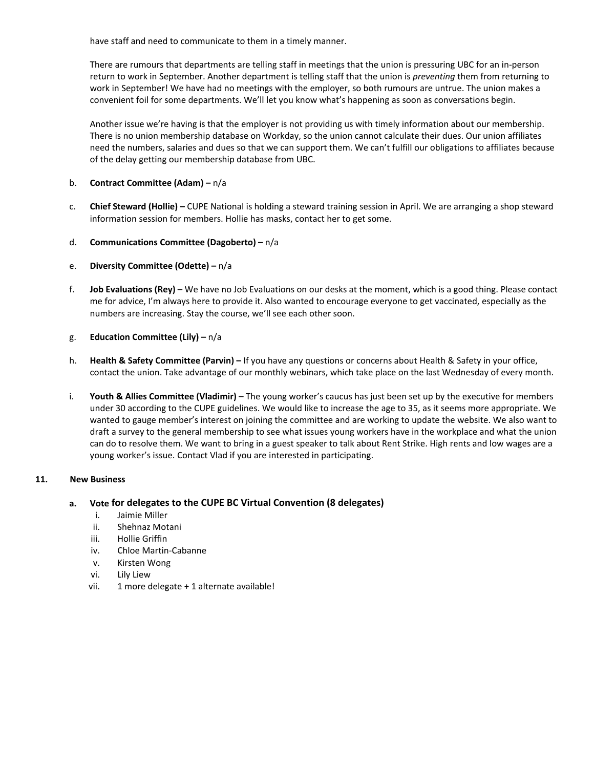have staff and need to communicate to them in a timely manner.

There are rumours that departments are telling staff in meetings that the union is pressuring UBC for an in-person return to work in September. Another department is telling staff that the union is *preventing* them from returning to work in September! We have had no meetings with the employer, so both rumours are untrue. The union makes a convenient foil for some departments. We'll let you know what's happening as soon as conversations begin.

Another issue we're having is that the employer is not providing us with timely information about our membership. There is no union membership database on Workday, so the union cannot calculate their dues. Our union affiliates need the numbers, salaries and dues so that we can support them. We can't fulfill our obligations to affiliates because of the delay getting our membership database from UBC.

b. **Contract Committee (Adam) –** n/a

c. **Chief Steward (Hollie) –** CUPE National is holding a steward training session in April. We are arranging a shop steward information session for members. Hollie has masks, contact her to get some.

d. **Communications Committee (Dagoberto) –** n/a

e. **Diversity Committee (Odette) –** n/a

f. **Job Evaluations (Rey)** – We have no Job Evaluations on our desks at the moment, which is a good thing. Please contact me for advice, I'm always here to provide it. Also wanted to encourage everyone to get vaccinated, especially as the numbers are increasing. Stay the course, we'll see each other soon.

g. **Education Committee (Lily) –** n/a

h. **Health & Safety Committee (Parvin) –** If you have any questions or concerns about Health & Safety in your office, contact the union. Take advantage of our monthly webinars, which take place on the last Wednesday of every month.

i. **Youth & Allies Committee (Vladimir)** – The young worker's caucus has just been set up by the executive for members under 30 according to the CUPE guidelines. We would like to increase the age to 35, as it seems more appropriate. We wanted to gauge member's interest on joining the committee and are working to update the website. We also want to draft a survey to the general membership to see what issues young workers have in the workplace and what the union can do to resolve them. We want to bring in a guest speaker to talk about Rent Strike. High rents and low wages are a young worker's issue. Contact Vlad if you are interested in participating.

## 11. New Business

### a. Vote for delegates to the CUPE BC Virtual Convention (8 delegates)

i. Jaimie Miller
ii. Shehnaz Motani
iii. Hollie Griffin
iv. Chloe Martin-Cabanne
v. Kirsten Wong
vi. Lily Liew
vii. 1 more delegate + 1 alternate available!